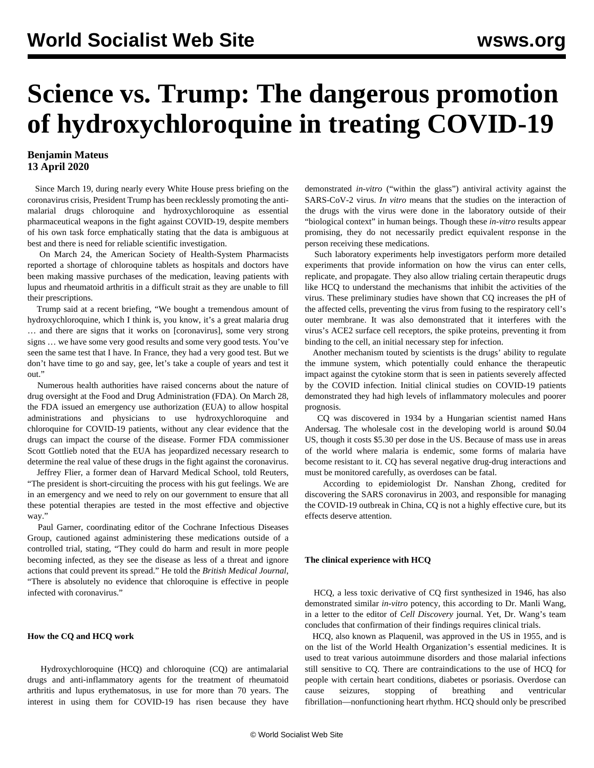# Science vs. Trump: The dangerous promotion of hydroxychloroquine in treating COVID-19

**Benjamin Mateus**
**13 April 2020**

Since March 19, during nearly every White House press briefing on the coronavirus crisis, President Trump has been recklessly promoting the anti-malarial drugs chloroquine and hydroxychloroquine as essential pharmaceutical weapons in the fight against COVID-19, despite members of his own task force emphatically stating that the data is ambiguous at best and there is need for reliable scientific investigation.

On March 24, the American Society of Health-System Pharmacists reported a shortage of chloroquine tablets as hospitals and doctors have been making massive purchases of the medication, leaving patients with lupus and rheumatoid arthritis in a difficult strait as they are unable to fill their prescriptions.

Trump said at a recent briefing, "We bought a tremendous amount of hydroxychloroquine, which I think is, you know, it's a great malaria drug … and there are signs that it works on [coronavirus], some very strong signs … we have some very good results and some very good tests. You've seen the same test that I have. In France, they had a very good test. But we don't have time to go and say, gee, let's take a couple of years and test it out."

Numerous health authorities have raised concerns about the nature of drug oversight at the Food and Drug Administration (FDA). On March 28, the FDA issued an emergency use authorization (EUA) to allow hospital administrations and physicians to use hydroxychloroquine and chloroquine for COVID-19 patients, without any clear evidence that the drugs can impact the course of the disease. Former FDA commissioner Scott Gottlieb noted that the EUA has jeopardized necessary research to determine the real value of these drugs in the fight against the coronavirus.

Jeffrey Flier, a former dean of Harvard Medical School, told Reuters, "The president is short-circuiting the process with his gut feelings. We are in an emergency and we need to rely on our government to ensure that all these potential therapies are tested in the most effective and objective way."

Paul Garner, coordinating editor of the Cochrane Infectious Diseases Group, cautioned against administering these medications outside of a controlled trial, stating, "They could do harm and result in more people becoming infected, as they see the disease as less of a threat and ignore actions that could prevent its spread." He told the *British Medical Journal*, "There is absolutely no evidence that chloroquine is effective in people infected with coronavirus."

**How the CQ and HCQ work**

Hydroxychloroquine (HCQ) and chloroquine (CQ) are antimalarial drugs and anti-inflammatory agents for the treatment of rheumatoid arthritis and lupus erythematosus, in use for more than 70 years. The interest in using them for COVID-19 has risen because they have demonstrated *in-vitro* ("within the glass") antiviral activity against the SARS-CoV-2 virus. *In vitro* means that the studies on the interaction of the drugs with the virus were done in the laboratory outside of their "biological context" in human beings. Though these *in-vitro* results appear promising, they do not necessarily predict equivalent response in the person receiving these medications.

Such laboratory experiments help investigators perform more detailed experiments that provide information on how the virus can enter cells, replicate, and propagate. They also allow trialing certain therapeutic drugs like HCQ to understand the mechanisms that inhibit the activities of the virus. These preliminary studies have shown that CQ increases the pH of the affected cells, preventing the virus from fusing to the respiratory cell's outer membrane. It was also demonstrated that it interferes with the virus's ACE2 surface cell receptors, the spike proteins, preventing it from binding to the cell, an initial necessary step for infection.

Another mechanism touted by scientists is the drugs' ability to regulate the immune system, which potentially could enhance the therapeutic impact against the cytokine storm that is seen in patients severely affected by the COVID infection. Initial clinical studies on COVID-19 patients demonstrated they had high levels of inflammatory molecules and poorer prognosis.

CQ was discovered in 1934 by a Hungarian scientist named Hans Andersag. The wholesale cost in the developing world is around $0.04 US, though it costs $5.30 per dose in the US. Because of mass use in areas of the world where malaria is endemic, some forms of malaria have become resistant to it. CQ has several negative drug-drug interactions and must be monitored carefully, as overdoses can be fatal.

According to epidemiologist Dr. Nanshan Zhong, credited for discovering the SARS coronavirus in 2003, and responsible for managing the COVID-19 outbreak in China, CQ is not a highly effective cure, but its effects deserve attention.

**The clinical experience with HCQ**

HCQ, a less toxic derivative of CQ first synthesized in 1946, has also demonstrated similar *in-vitro* potency, this according to Dr. Manli Wang, in a letter to the editor of *Cell Discovery* journal. Yet, Dr. Wang's team concludes that confirmation of their findings requires clinical trials.

HCQ, also known as Plaquenil, was approved in the US in 1955, and is on the list of the World Health Organization's essential medicines. It is used to treat various autoimmune disorders and those malarial infections still sensitive to CQ. There are contraindications to the use of HCQ for people with certain heart conditions, diabetes or psoriasis. Overdose can cause seizures, stopping of breathing and ventricular fibrillation—nonfunctioning heart rhythm. HCQ should only be prescribed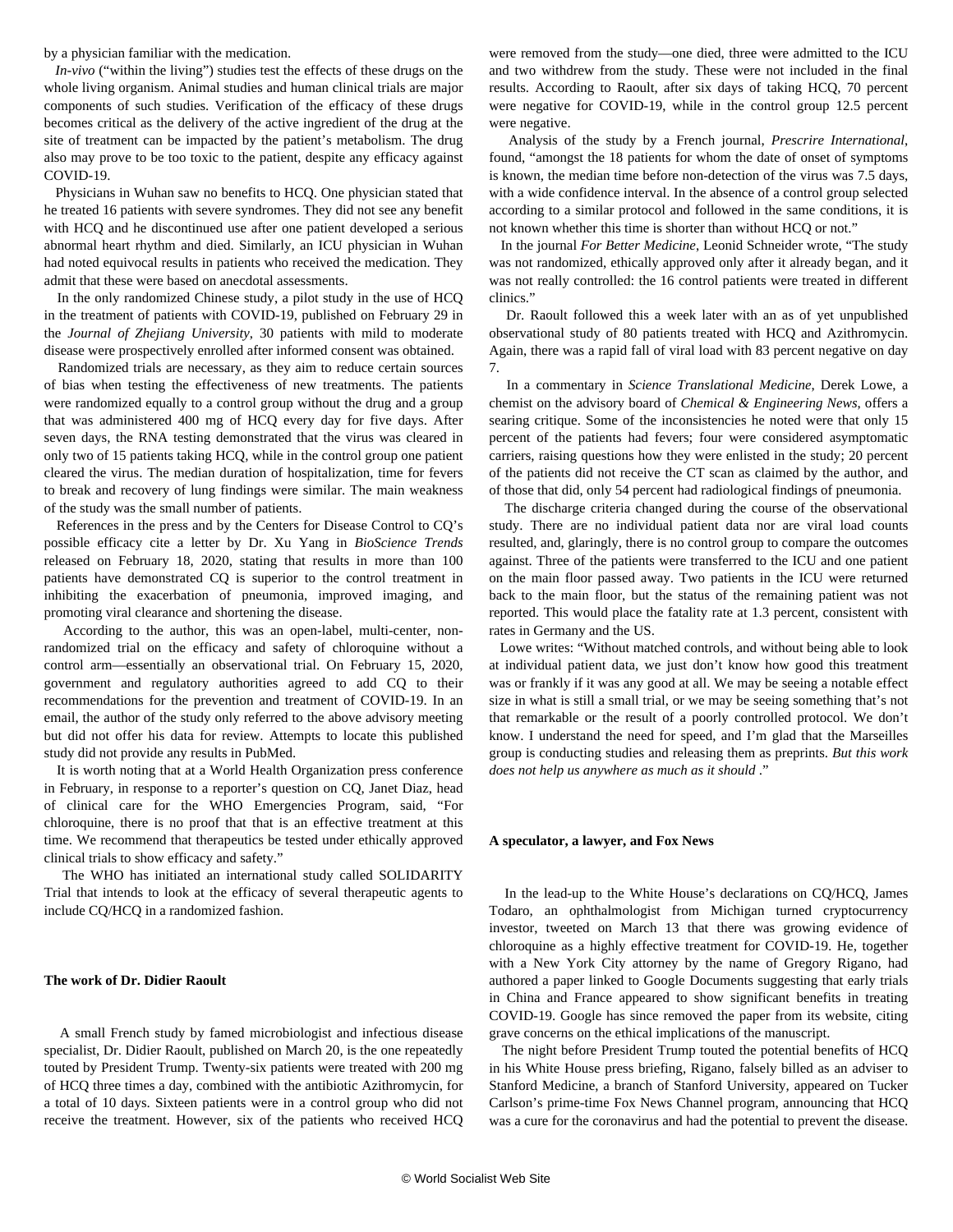by a physician familiar with the medication.

*In-vivo* ("within the living") studies test the effects of these drugs on the whole living organism. Animal studies and human clinical trials are major components of such studies. Verification of the efficacy of these drugs becomes critical as the delivery of the active ingredient of the drug at the site of treatment can be impacted by the patient's metabolism. The drug also may prove to be too toxic to the patient, despite any efficacy against COVID-19.

Physicians in Wuhan saw no benefits to HCQ. One physician stated that he treated 16 patients with severe syndromes. They did not see any benefit with HCQ and he discontinued use after one patient developed a serious abnormal heart rhythm and died. Similarly, an ICU physician in Wuhan had noted equivocal results in patients who received the medication. They admit that these were based on anecdotal assessments.

In the only randomized Chinese study, a pilot study in the use of HCQ in the treatment of patients with COVID-19, published on February 29 in the *Journal of Zhejiang University*, 30 patients with mild to moderate disease were prospectively enrolled after informed consent was obtained.

Randomized trials are necessary, as they aim to reduce certain sources of bias when testing the effectiveness of new treatments. The patients were randomized equally to a control group without the drug and a group that was administered 400 mg of HCQ every day for five days. After seven days, the RNA testing demonstrated that the virus was cleared in only two of 15 patients taking HCQ, while in the control group one patient cleared the virus. The median duration of hospitalization, time for fevers to break and recovery of lung findings were similar. The main weakness of the study was the small number of patients.

References in the press and by the Centers for Disease Control to CQ's possible efficacy cite a letter by Dr. Xu Yang in *BioScience Trends* released on February 18, 2020, stating that results in more than 100 patients have demonstrated CQ is superior to the control treatment in inhibiting the exacerbation of pneumonia, improved imaging, and promoting viral clearance and shortening the disease.

According to the author, this was an open-label, multi-center, non-randomized trial on the efficacy and safety of chloroquine without a control arm—essentially an observational trial. On February 15, 2020, government and regulatory authorities agreed to add CQ to their recommendations for the prevention and treatment of COVID-19. In an email, the author of the study only referred to the above advisory meeting but did not offer his data for review. Attempts to locate this published study did not provide any results in PubMed.

It is worth noting that at a World Health Organization press conference in February, in response to a reporter's question on CQ, Janet Diaz, head of clinical care for the WHO Emergencies Program, said, "For chloroquine, there is no proof that that is an effective treatment at this time. We recommend that therapeutics be tested under ethically approved clinical trials to show efficacy and safety."

The WHO has initiated an international study called SOLIDARITY Trial that intends to look at the efficacy of several therapeutic agents to include CQ/HCQ in a randomized fashion.

**The work of Dr. Didier Raoult**

A small French study by famed microbiologist and infectious disease specialist, Dr. Didier Raoult, published on March 20, is the one repeatedly touted by President Trump. Twenty-six patients were treated with 200 mg of HCQ three times a day, combined with the antibiotic Azithromycin, for a total of 10 days. Sixteen patients were in a control group who did not receive the treatment. However, six of the patients who received HCQ were removed from the study—one died, three were admitted to the ICU and two withdrew from the study. These were not included in the final results. According to Raoult, after six days of taking HCQ, 70 percent were negative for COVID-19, while in the control group 12.5 percent were negative.

Analysis of the study by a French journal, *Prescrire International*, found, "amongst the 18 patients for whom the date of onset of symptoms is known, the median time before non-detection of the virus was 7.5 days, with a wide confidence interval. In the absence of a control group selected according to a similar protocol and followed in the same conditions, it is not known whether this time is shorter than without HCQ or not."

In the journal *For Better Medicine*, Leonid Schneider wrote, "The study was not randomized, ethically approved only after it already began, and it was not really controlled: the 16 control patients were treated in different clinics."

Dr. Raoult followed this a week later with an as of yet unpublished observational study of 80 patients treated with HCQ and Azithromycin. Again, there was a rapid fall of viral load with 83 percent negative on day 7.

In a commentary in *Science Translational Medicine*, Derek Lowe, a chemist on the advisory board of *Chemical & Engineering News*, offers a searing critique. Some of the inconsistencies he noted were that only 15 percent of the patients had fevers; four were considered asymptomatic carriers, raising questions how they were enlisted in the study; 20 percent of the patients did not receive the CT scan as claimed by the author, and of those that did, only 54 percent had radiological findings of pneumonia.

The discharge criteria changed during the course of the observational study. There are no individual patient data nor are viral load counts resulted, and, glaringly, there is no control group to compare the outcomes against. Three of the patients were transferred to the ICU and one patient on the main floor passed away. Two patients in the ICU were returned back to the main floor, but the status of the remaining patient was not reported. This would place the fatality rate at 1.3 percent, consistent with rates in Germany and the US.

Lowe writes: "Without matched controls, and without being able to look at individual patient data, we just don't know how good this treatment was or frankly if it was any good at all. We may be seeing a notable effect size in what is still a small trial, or we may be seeing something that's not that remarkable or the result of a poorly controlled protocol. We don't know. I understand the need for speed, and I'm glad that the Marseilles group is conducting studies and releasing them as preprints. *But this work does not help us anywhere as much as it should* ."

**A speculator, a lawyer, and Fox News**

In the lead-up to the White House's declarations on CQ/HCQ, James Todaro, an ophthalmologist from Michigan turned cryptocurrency investor, tweeted on March 13 that there was growing evidence of chloroquine as a highly effective treatment for COVID-19. He, together with a New York City attorney by the name of Gregory Rigano, had authored a paper linked to Google Documents suggesting that early trials in China and France appeared to show significant benefits in treating COVID-19. Google has since removed the paper from its website, citing grave concerns on the ethical implications of the manuscript.

The night before President Trump touted the potential benefits of HCQ in his White House press briefing, Rigano, falsely billed as an adviser to Stanford Medicine, a branch of Stanford University, appeared on Tucker Carlson's prime-time Fox News Channel program, announcing that HCQ was a cure for the coronavirus and had the potential to prevent the disease.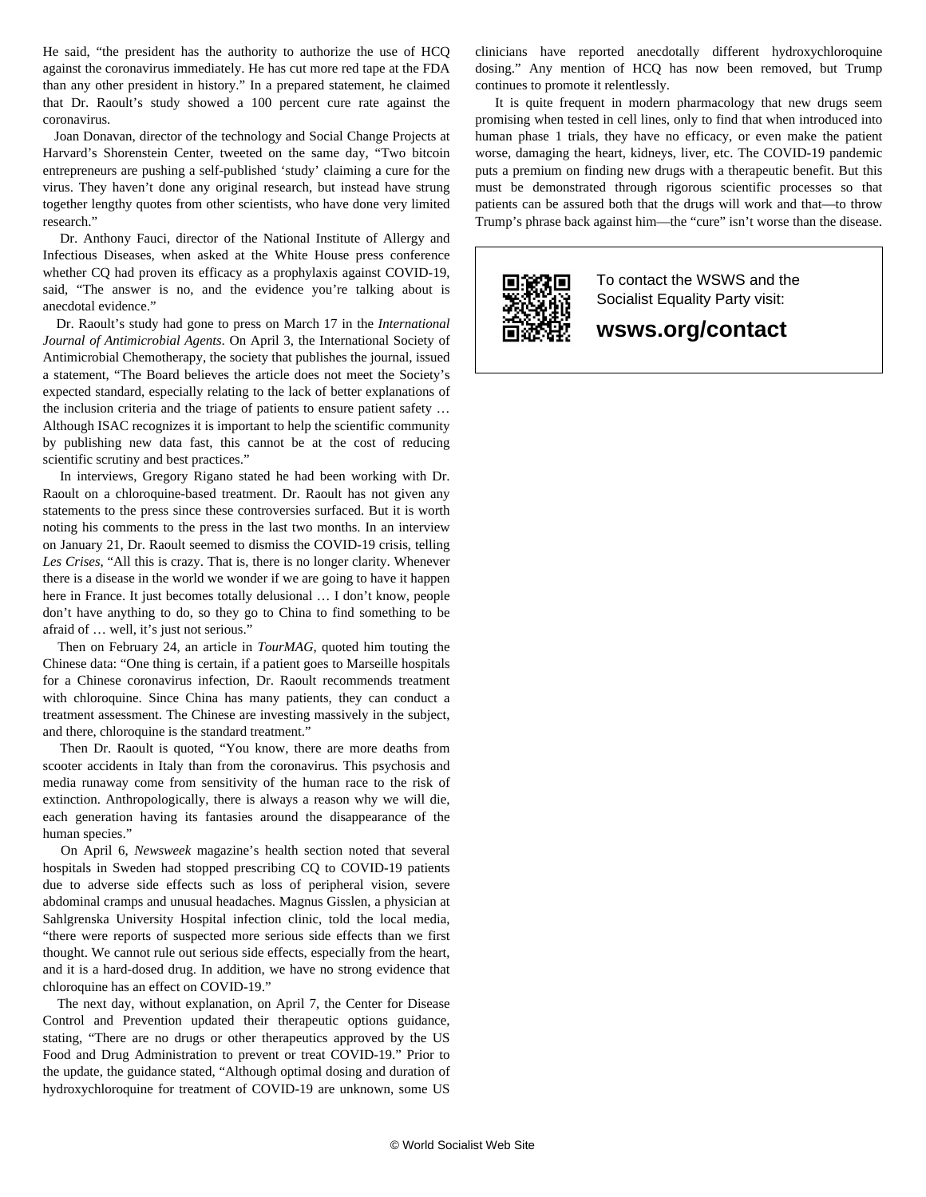He said, "the president has the authority to authorize the use of HCQ against the coronavirus immediately. He has cut more red tape at the FDA than any other president in history." In a prepared statement, he claimed that Dr. Raoult's study showed a 100 percent cure rate against the coronavirus.

Joan Donavan, director of the technology and Social Change Projects at Harvard's Shorenstein Center, tweeted on the same day, "Two bitcoin entrepreneurs are pushing a self-published 'study' claiming a cure for the virus. They haven't done any original research, but instead have strung together lengthy quotes from other scientists, who have done very limited research."

Dr. Anthony Fauci, director of the National Institute of Allergy and Infectious Diseases, when asked at the White House press conference whether CQ had proven its efficacy as a prophylaxis against COVID-19, said, "The answer is no, and the evidence you're talking about is anecdotal evidence."

Dr. Raoult's study had gone to press on March 17 in the *International Journal of Antimicrobial Agents*. On April 3, the International Society of Antimicrobial Chemotherapy, the society that publishes the journal, issued a statement, "The Board believes the article does not meet the Society's expected standard, especially relating to the lack of better explanations of the inclusion criteria and the triage of patients to ensure patient safety … Although ISAC recognizes it is important to help the scientific community by publishing new data fast, this cannot be at the cost of reducing scientific scrutiny and best practices."

In interviews, Gregory Rigano stated he had been working with Dr. Raoult on a chloroquine-based treatment. Dr. Raoult has not given any statements to the press since these controversies surfaced. But it is worth noting his comments to the press in the last two months. In an interview on January 21, Dr. Raoult seemed to dismiss the COVID-19 crisis, telling *Les Crises*, "All this is crazy. That is, there is no longer clarity. Whenever there is a disease in the world we wonder if we are going to have it happen here in France. It just becomes totally delusional … I don't know, people don't have anything to do, so they go to China to find something to be afraid of … well, it's just not serious."

Then on February 24, an article in *TourMAG*, quoted him touting the Chinese data: "One thing is certain, if a patient goes to Marseille hospitals for a Chinese coronavirus infection, Dr. Raoult recommends treatment with chloroquine. Since China has many patients, they can conduct a treatment assessment. The Chinese are investing massively in the subject, and there, chloroquine is the standard treatment."

Then Dr. Raoult is quoted, "You know, there are more deaths from scooter accidents in Italy than from the coronavirus. This psychosis and media runaway come from sensitivity of the human race to the risk of extinction. Anthropologically, there is always a reason why we will die, each generation having its fantasies around the disappearance of the human species."

On April 6, *Newsweek* magazine's health section noted that several hospitals in Sweden had stopped prescribing CQ to COVID-19 patients due to adverse side effects such as loss of peripheral vision, severe abdominal cramps and unusual headaches. Magnus Gisslen, a physician at Sahlgrenska University Hospital infection clinic, told the local media, "there were reports of suspected more serious side effects than we first thought. We cannot rule out serious side effects, especially from the heart, and it is a hard-dosed drug. In addition, we have no strong evidence that chloroquine has an effect on COVID-19."

The next day, without explanation, on April 7, the Center for Disease Control and Prevention updated their therapeutic options guidance, stating, "There are no drugs or other therapeutics approved by the US Food and Drug Administration to prevent or treat COVID-19." Prior to the update, the guidance stated, "Although optimal dosing and duration of hydroxychloroquine for treatment of COVID-19 are unknown, some US clinicians have reported anecdotally different hydroxychloroquine dosing." Any mention of HCQ has now been removed, but Trump continues to promote it relentlessly.

It is quite frequent in modern pharmacology that new drugs seem promising when tested in cell lines, only to find that when introduced into human phase 1 trials, they have no efficacy, or even make the patient worse, damaging the heart, kidneys, liver, etc. The COVID-19 pandemic puts a premium on finding new drugs with a therapeutic benefit. But this must be demonstrated through rigorous scientific processes so that patients can be assured both that the drugs will work and that—to throw Trump's phrase back against him—the "cure" isn't worse than the disease.

To contact the WSWS and the Socialist Equality Party visit:

**wsws.org/contact**